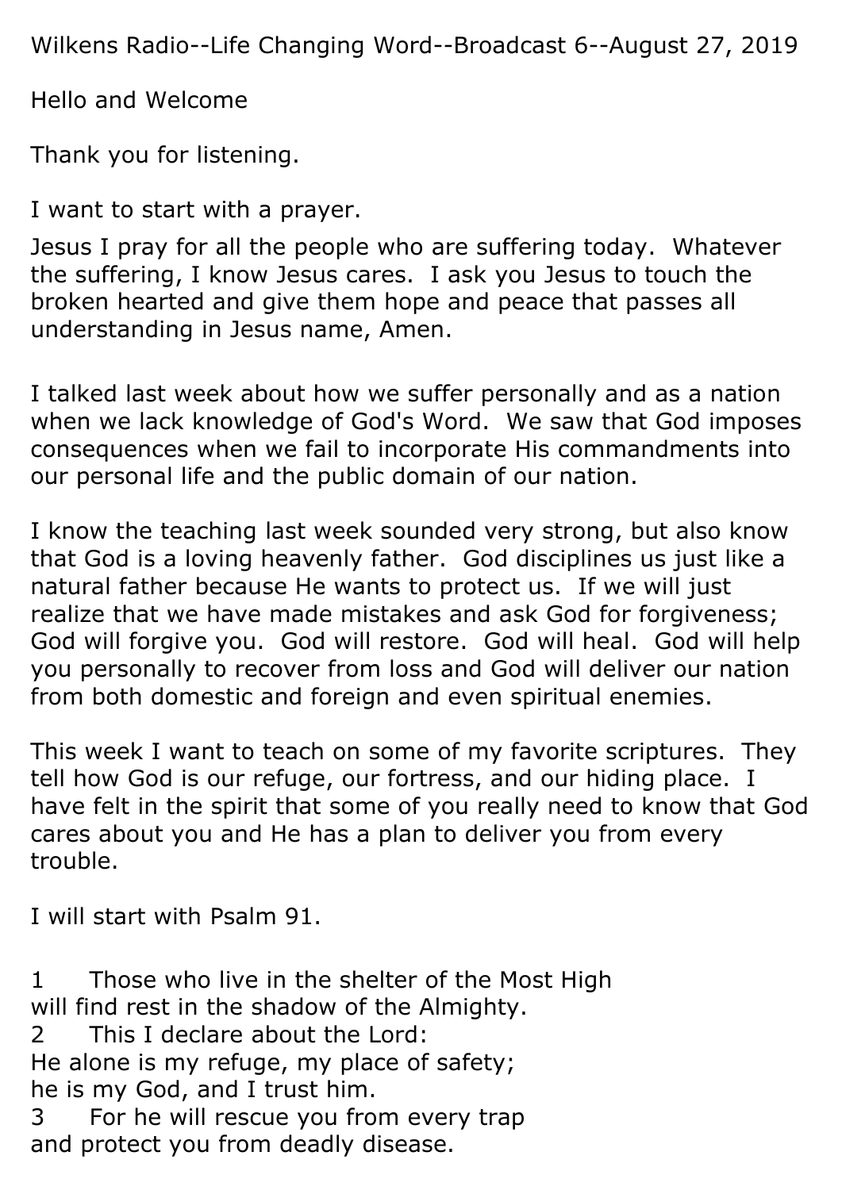Wilkens Radio--Life Changing Word--Broadcast 6--August 27, 2019

Hello and Welcome

Thank you for listening.

I want to start with a prayer.

Jesus I pray for all the people who are suffering today. Whatever the suffering, I know Jesus cares. I ask you Jesus to touch the broken hearted and give them hope and peace that passes all understanding in Jesus name, Amen.

I talked last week about how we suffer personally and as a nation when we lack knowledge of God's Word. We saw that God imposes consequences when we fail to incorporate His commandments into our personal life and the public domain of our nation.

I know the teaching last week sounded very strong, but also know that God is a loving heavenly father. God disciplines us just like a natural father because He wants to protect us. If we will just realize that we have made mistakes and ask God for forgiveness; God will forgive you. God will restore. God will heal. God will help you personally to recover from loss and God will deliver our nation from both domestic and foreign and even spiritual enemies.

This week I want to teach on some of my favorite scriptures. They tell how God is our refuge, our fortress, and our hiding place. I have felt in the spirit that some of you really need to know that God cares about you and He has a plan to deliver you from every trouble.

I will start with Psalm 91.

1 Those who live in the shelter of the Most High
will find rest in the shadow of the Almighty.
2 This I declare about the Lord:
He alone is my refuge, my place of safety;
he is my God, and I trust him.
3 For he will rescue you from every trap
and protect you from deadly disease.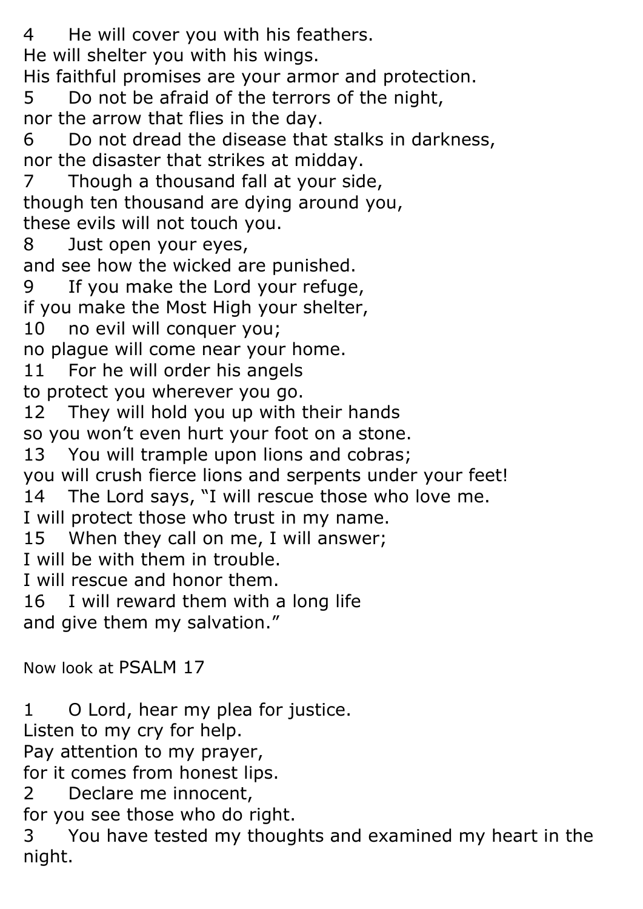4 He will cover you with his feathers.
He will shelter you with his wings.
His faithful promises are your armor and protection.
5 Do not be afraid of the terrors of the night,
nor the arrow that flies in the day.
6 Do not dread the disease that stalks in darkness,
nor the disaster that strikes at midday.
7 Though a thousand fall at your side,
though ten thousand are dying around you,
these evils will not touch you.
8 Just open your eyes,
and see how the wicked are punished.
9 If you make the Lord your refuge,
if you make the Most High your shelter,
10 no evil will conquer you;
no plague will come near your home.
11 For he will order his angels
to protect you wherever you go.
12 They will hold you up with their hands
so you won't even hurt your foot on a stone.
13 You will trample upon lions and cobras;
you will crush fierce lions and serpents under your feet!
14 The Lord says, "I will rescue those who love me.
I will protect those who trust in my name.
15 When they call on me, I will answer;
I will be with them in trouble.
I will rescue and honor them.
16 I will reward them with a long life
and give them my salvation."

Now look at PSALM 17

1 O Lord, hear my plea for justice.
Listen to my cry for help.
Pay attention to my prayer,
for it comes from honest lips.
2 Declare me innocent,
for you see those who do right.
3 You have tested my thoughts and examined my heart in the night.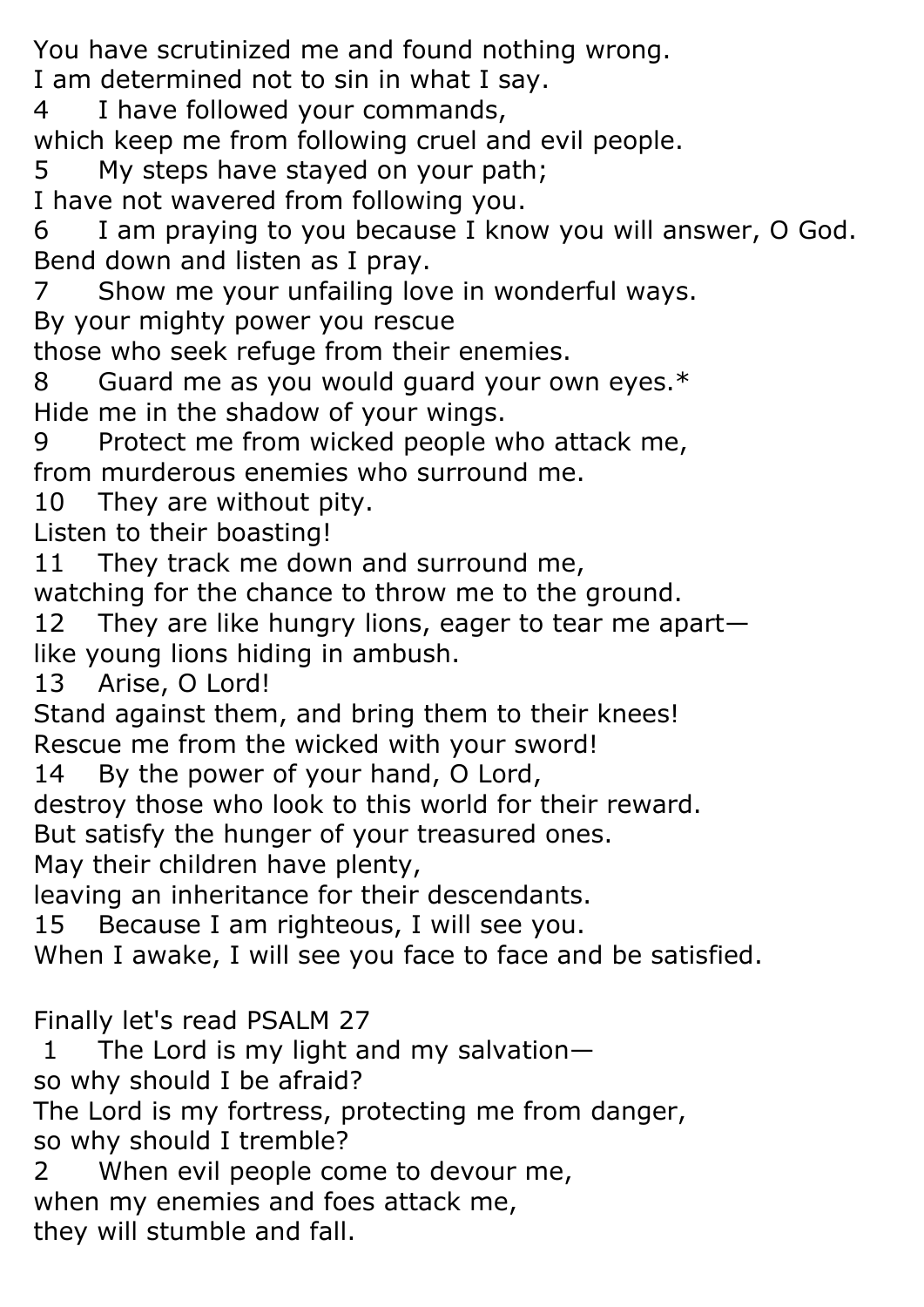You have scrutinized me and found nothing wrong.
I am determined not to sin in what I say.
4 I have followed your commands,
which keep me from following cruel and evil people.
5 My steps have stayed on your path;
I have not wavered from following you.
6 I am praying to you because I know you will answer, O God.
Bend down and listen as I pray.
7 Show me your unfailing love in wonderful ways.
By your mighty power you rescue
those who seek refuge from their enemies.
8 Guard me as you would guard your own eyes.*
Hide me in the shadow of your wings.
9 Protect me from wicked people who attack me,
from murderous enemies who surround me.
10 They are without pity.
Listen to their boasting!
11 They track me down and surround me,
watching for the chance to throw me to the ground.
12 They are like hungry lions, eager to tear me apart—
like young lions hiding in ambush.
13 Arise, O Lord!
Stand against them, and bring them to their knees!
Rescue me from the wicked with your sword!
14 By the power of your hand, O Lord,
destroy those who look to this world for their reward.
But satisfy the hunger of your treasured ones.
May their children have plenty,
leaving an inheritance for their descendants.
15 Because I am righteous, I will see you.
When I awake, I will see you face to face and be satisfied.

Finally let's read PSALM 27
1 The Lord is my light and my salvation—
so why should I be afraid?
The Lord is my fortress, protecting me from danger,
so why should I tremble?
2 When evil people come to devour me,
when my enemies and foes attack me,
they will stumble and fall.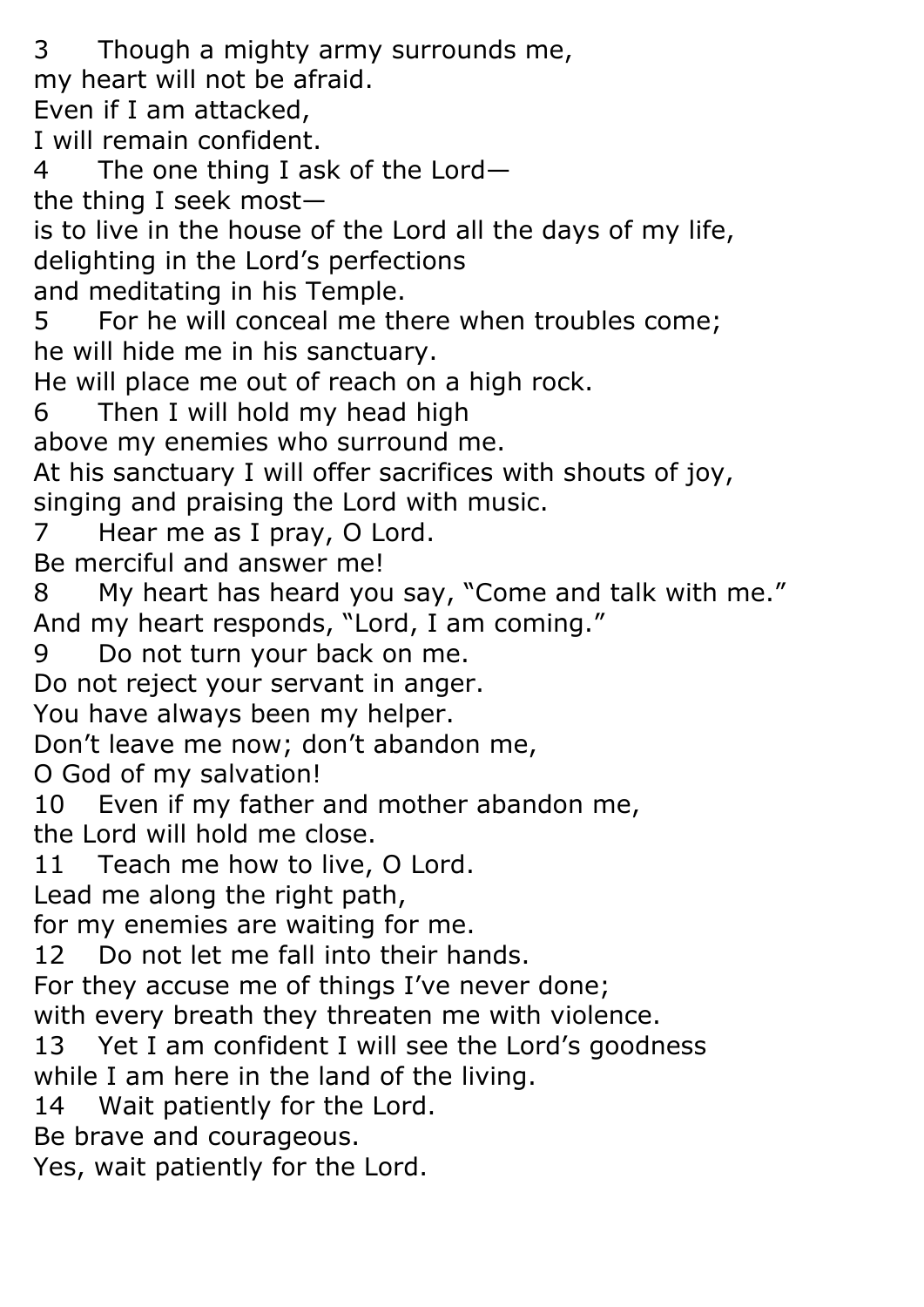3 Though a mighty army surrounds me,
my heart will not be afraid.
Even if I am attacked,
I will remain confident.
4 The one thing I ask of the Lord—
the thing I seek most—
is to live in the house of the Lord all the days of my life,
delighting in the Lord's perfections
and meditating in his Temple.
5 For he will conceal me there when troubles come;
he will hide me in his sanctuary.
He will place me out of reach on a high rock.
6 Then I will hold my head high
above my enemies who surround me.
At his sanctuary I will offer sacrifices with shouts of joy,
singing and praising the Lord with music.
7 Hear me as I pray, O Lord.
Be merciful and answer me!
8 My heart has heard you say, "Come and talk with me."
And my heart responds, "Lord, I am coming."
9 Do not turn your back on me.
Do not reject your servant in anger.
You have always been my helper.
Don't leave me now; don't abandon me,
O God of my salvation!
10 Even if my father and mother abandon me,
the Lord will hold me close.
11 Teach me how to live, O Lord.
Lead me along the right path,
for my enemies are waiting for me.
12 Do not let me fall into their hands.
For they accuse me of things I've never done;
with every breath they threaten me with violence.
13 Yet I am confident I will see the Lord's goodness
while I am here in the land of the living.
14 Wait patiently for the Lord.
Be brave and courageous.
Yes, wait patiently for the Lord.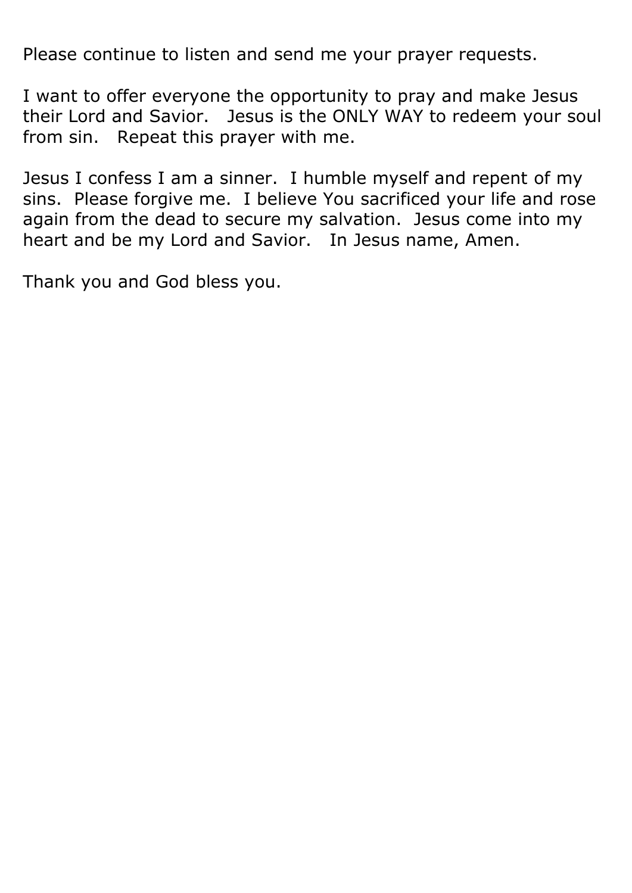Please continue to listen and send me your prayer requests.

I want to offer everyone the opportunity to pray and make Jesus their Lord and Savior. Jesus is the ONLY WAY to redeem your soul from sin. Repeat this prayer with me.

Jesus I confess I am a sinner. I humble myself and repent of my sins. Please forgive me. I believe You sacrificed your life and rose again from the dead to secure my salvation. Jesus come into my heart and be my Lord and Savior. In Jesus name, Amen.

Thank you and God bless you.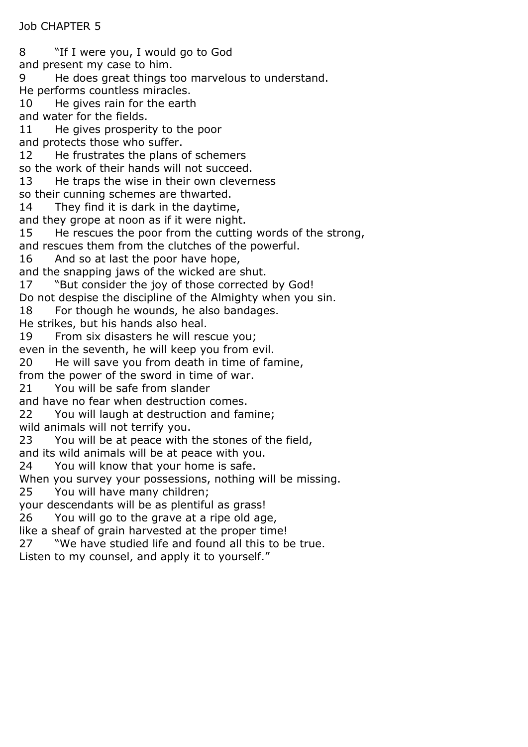Job CHAPTER 5

8 "If I were you, I would go to God
and present my case to him.
9 He does great things too marvelous to understand.
He performs countless miracles.
10 He gives rain for the earth
and water for the fields.
11 He gives prosperity to the poor
and protects those who suffer.
12 He frustrates the plans of schemers
so the work of their hands will not succeed.
13 He traps the wise in their own cleverness
so their cunning schemes are thwarted.
14 They find it is dark in the daytime,
and they grope at noon as if it were night.
15 He rescues the poor from the cutting words of the strong,
and rescues them from the clutches of the powerful.
16 And so at last the poor have hope,
and the snapping jaws of the wicked are shut.
17 "But consider the joy of those corrected by God!
Do not despise the discipline of the Almighty when you sin.
18 For though he wounds, he also bandages.
He strikes, but his hands also heal.
19 From six disasters he will rescue you;
even in the seventh, he will keep you from evil.
20 He will save you from death in time of famine,
from the power of the sword in time of war.
21 You will be safe from slander
and have no fear when destruction comes.
22 You will laugh at destruction and famine;
wild animals will not terrify you.
23 You will be at peace with the stones of the field,
and its wild animals will be at peace with you.
24 You will know that your home is safe.
When you survey your possessions, nothing will be missing.
25 You will have many children;
your descendants will be as plentiful as grass!
26 You will go to the grave at a ripe old age,
like a sheaf of grain harvested at the proper time!
27 "We have studied life and found all this to be true.
Listen to my counsel, and apply it to yourself."